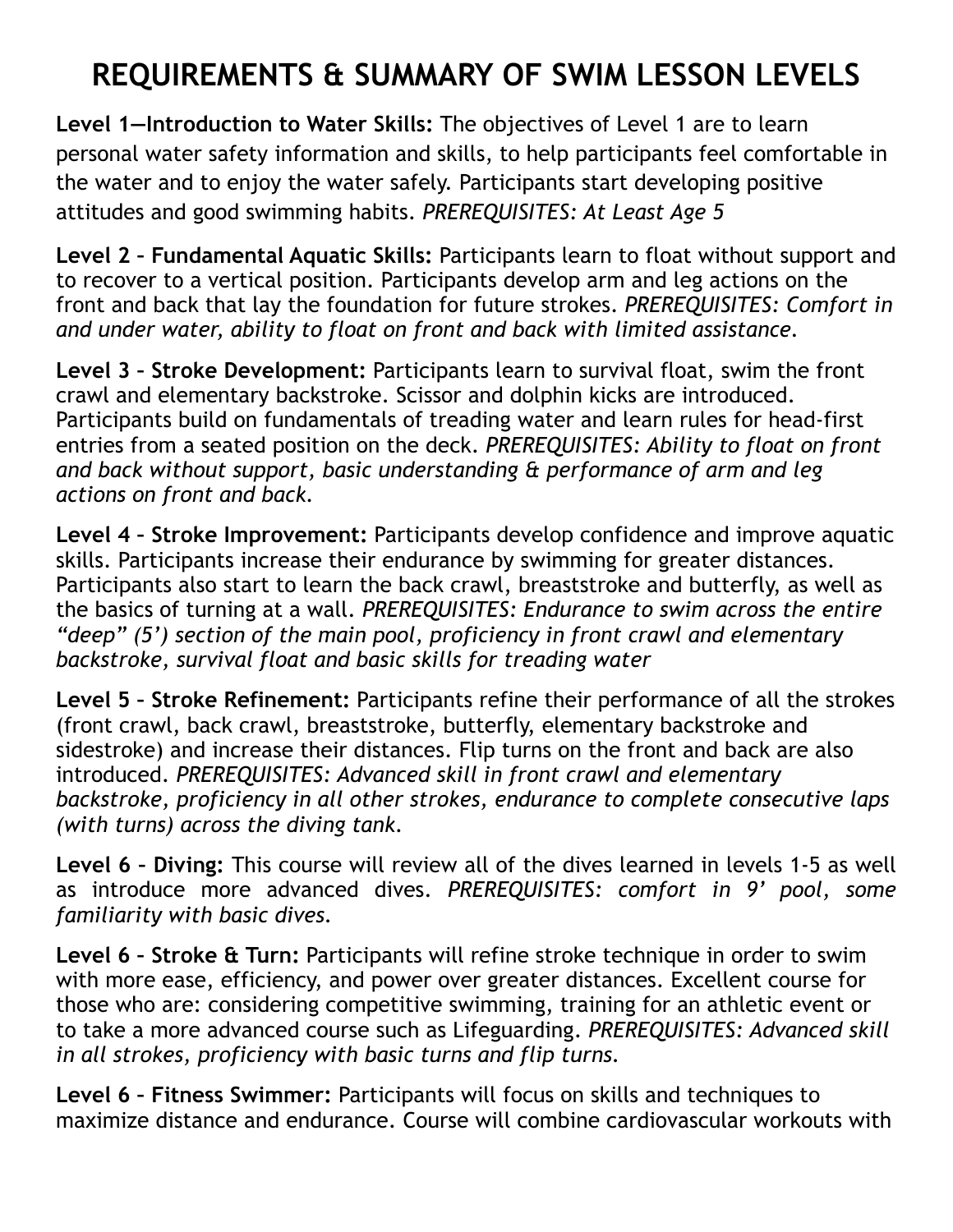# REQUIREMENTS & SUMMARY OF SWIM LESSON LEVELS

**Level 1—Introduction to Water Skills:** The objectives of Level 1 are to learn personal water safety information and skills, to help participants feel comfortable in the water and to enjoy the water safely. Participants start developing positive attitudes and good swimming habits. *PREREQUISITES: At Least Age 5*

**Level 2 – Fundamental Aquatic Skills:** Participants learn to float without support and to recover to a vertical position. Participants develop arm and leg actions on the front and back that lay the foundation for future strokes. *PREREQUISITES: Comfort in and under water, ability to float on front and back with limited assistance.*

**Level 3 – Stroke Development:** Participants learn to survival float, swim the front crawl and elementary backstroke. Scissor and dolphin kicks are introduced. Participants build on fundamentals of treading water and learn rules for head-first entries from a seated position on the deck. *PREREQUISITES: Ability to float on front and back without support, basic understanding & performance of arm and leg actions on front and back.*

**Level 4 – Stroke Improvement:** Participants develop confidence and improve aquatic skills. Participants increase their endurance by swimming for greater distances. Participants also start to learn the back crawl, breaststroke and butterfly, as well as the basics of turning at a wall. *PREREQUISITES: Endurance to swim across the entire "deep" (5') section of the main pool, proficiency in front crawl and elementary backstroke, survival float and basic skills for treading water*

**Level 5 – Stroke Refinement:** Participants refine their performance of all the strokes (front crawl, back crawl, breaststroke, butterfly, elementary backstroke and sidestroke) and increase their distances. Flip turns on the front and back are also introduced. *PREREQUISITES: Advanced skill in front crawl and elementary backstroke, proficiency in all other strokes, endurance to complete consecutive laps (with turns) across the diving tank.*

**Level 6 – Diving:** This course will review all of the dives learned in levels 1-5 as well as introduce more advanced dives. *PREREQUISITES: comfort in 9' pool, some familiarity with basic dives.*

**Level 6 – Stroke & Turn:** Participants will refine stroke technique in order to swim with more ease, efficiency, and power over greater distances. Excellent course for those who are: considering competitive swimming, training for an athletic event or to take a more advanced course such as Lifeguarding. *PREREQUISITES: Advanced skill in all strokes, proficiency with basic turns and flip turns.*

**Level 6 – Fitness Swimmer:** Participants will focus on skills and techniques to maximize distance and endurance. Course will combine cardiovascular workouts with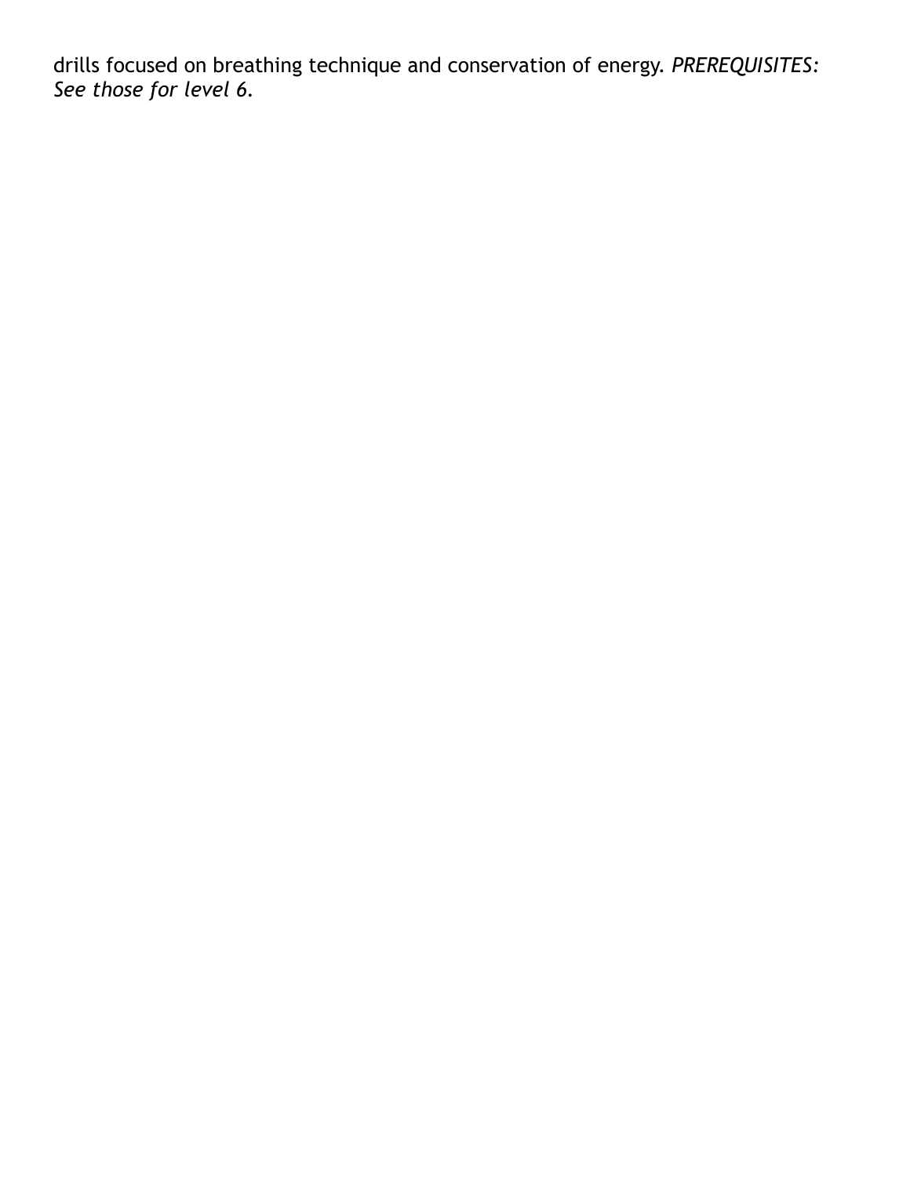drills focused on breathing technique and conservation of energy. *PREREQUISITES: See those for level 6.*